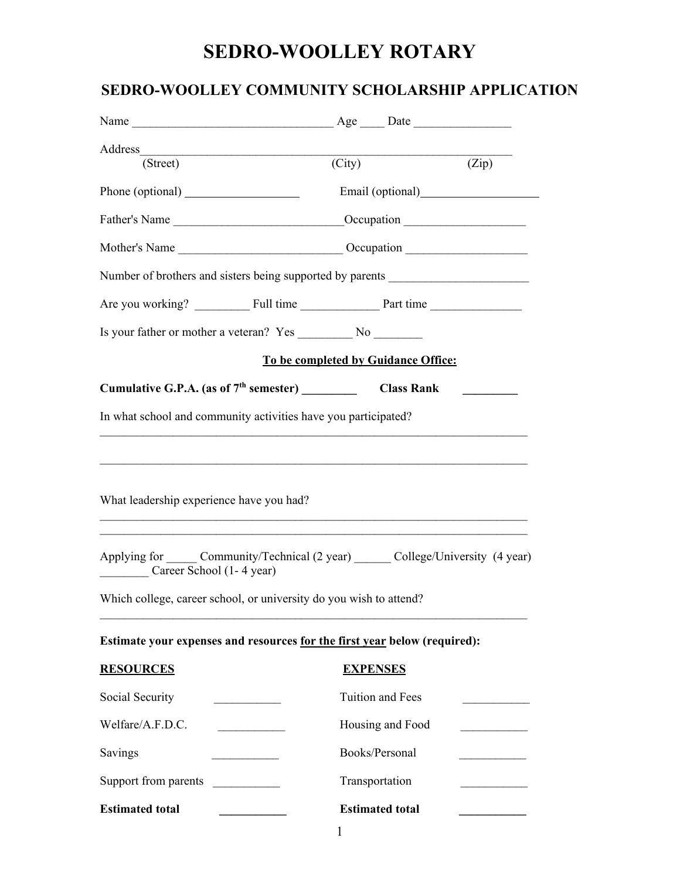# SEDRO-WOOLLEY ROTARY

## SEDRO-WOOLLEY COMMUNITY SCHOLARSHIP APPLICATION

Name ________________________________ Age ____ Date _______________

Address_____________________________________________________________
(Street) (City) (Zip)

Phone (optional) ___________________ Email (optional)___________________

Father's Name ____________________________Occupation ___________________

Mother's Name ___________________________ Occupation ___________________

Number of brothers and sisters being supported by parents ______________________

Are you working? _________ Full time _____________ Part time ______________

Is your father or mother a veteran? Yes _________ No ________

**To be completed by Guidance Office:**

**Cumulative G.P.A. (as of 7th semester) _________ Class Rank _________**

In what school and community activities have you participated?

_____________________________________________________________________

_____________________________________________________________________

What leadership experience have you had?

_____________________________________________________________________

_____________________________________________________________________

Applying for _____ Community/Technical (2 year) ______ College/University (4 year) ________ Career School (1- 4 year)

Which college, career school, or university do you wish to attend?

_____________________________________________________________________

**Estimate your expenses and resources for the first year below (required):**

| **RESOURCES** | | **EXPENSES** | |
|---|---|---|---|
| Social Security | ___________ | Tuition and Fees | ___________ |
| Welfare/A.F.D.C. | ___________ | Housing and Food | ___________ |
| Savings | ___________ | Books/Personal | ___________ |
| Support from parents | ___________ | Transportation | ___________ |
| **Estimated total** | ___________ | **Estimated total** | ___________ |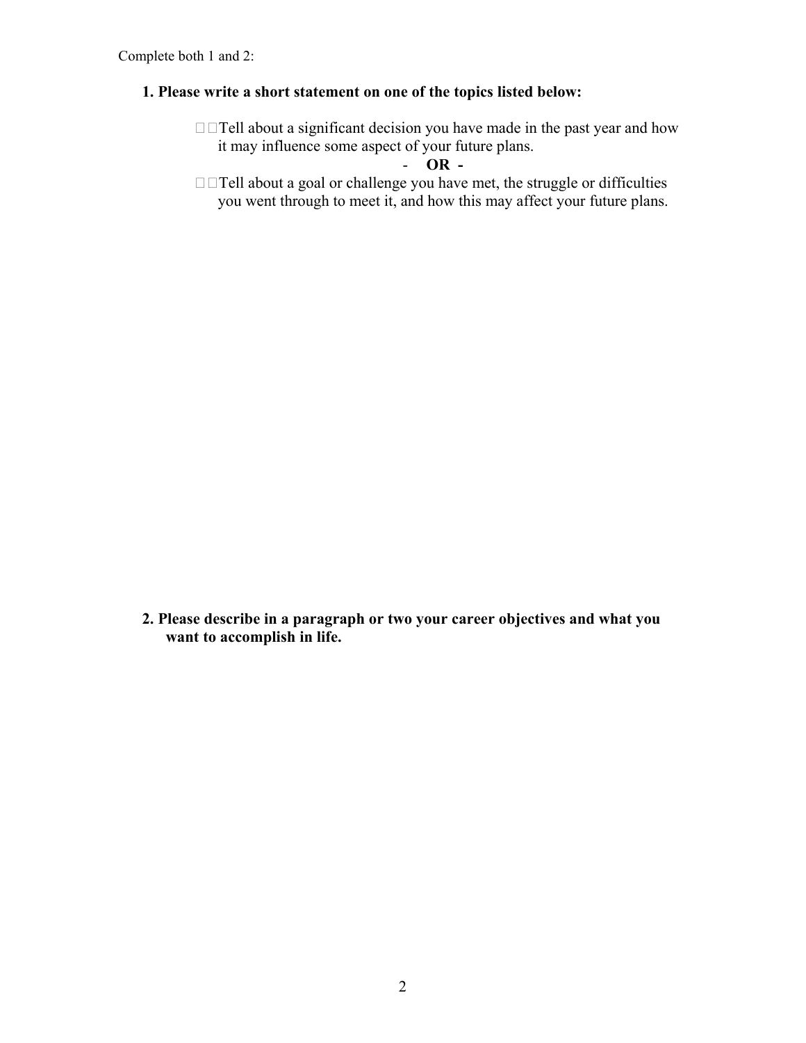Complete both 1 and 2:

**1. Please write a short statement on one of the topics listed below:**

- Tell about a significant decision you have made in the past year and how it may influence some aspect of your future plans.

  - **OR** -

- Tell about a goal or challenge you have met, the struggle or difficulties you went through to meet it, and how this may affect your future plans.

**2. Please describe in a paragraph or two your career objectives and what you want to accomplish in life.**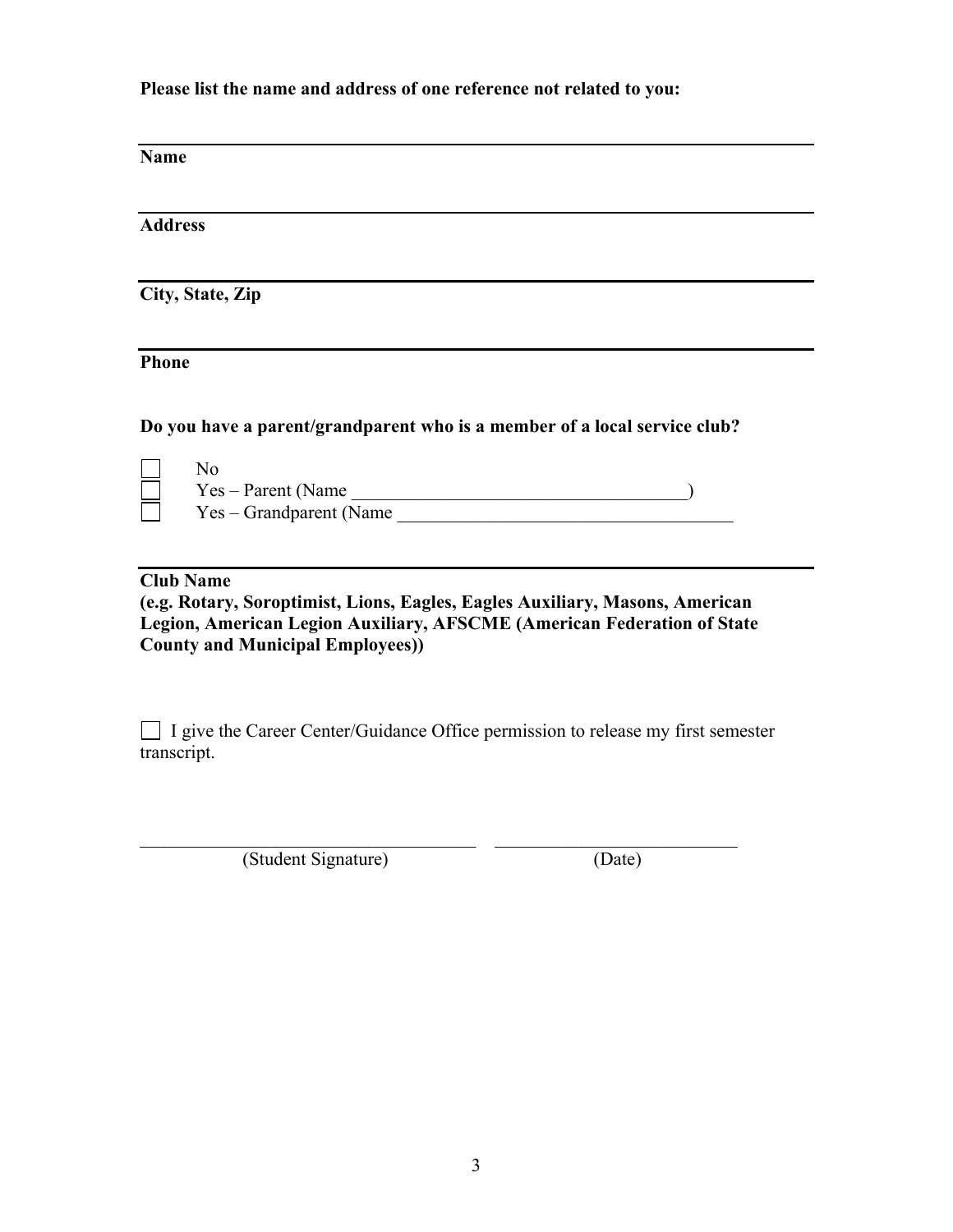**Please list the name and address of one reference not related to you:**

______________________________________________
**Name**

______________________________________________
**Address**

______________________________________________
**City, State, Zip**

______________________________________________
**Phone**

**Do you have a parent/grandparent who is a member of a local service club?**

- ☐ No
- ☐ Yes – Parent (Name ____________________________________)
- ☐ Yes – Grandparent (Name ____________________________________

______________________________________________
**Club Name**
**(e.g. Rotary, Soroptimist, Lions, Eagles, Eagles Auxiliary, Masons, American Legion, American Legion Auxiliary, AFSCME (American Federation of State County and Municipal Employees))**

☐ I give the Career Center/Guidance Office permission to release my first semester transcript.

______________________________________ ___________________________
(Student Signature) (Date)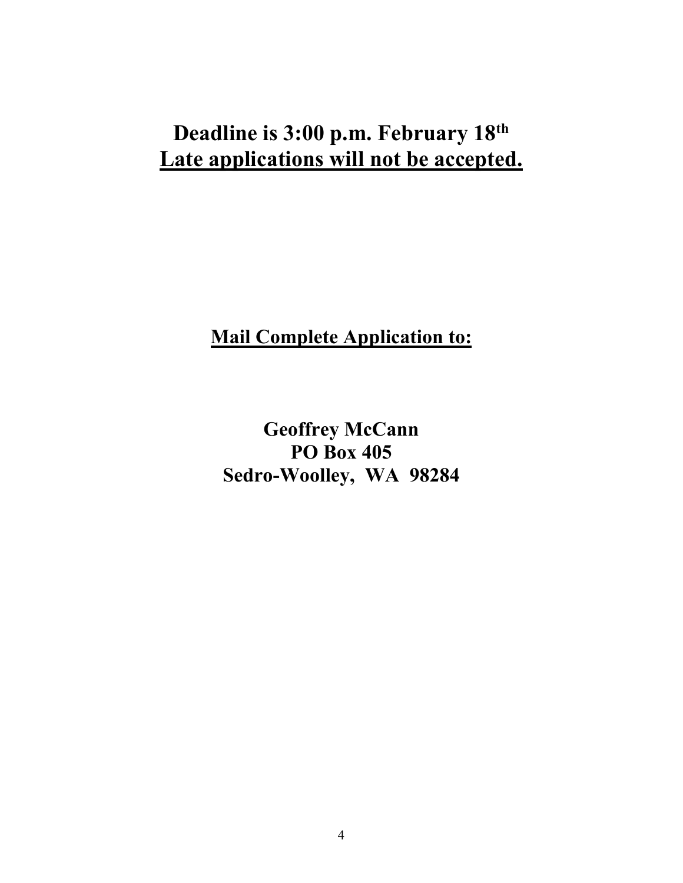**Deadline is 3:00 p.m. February 18th**

**<u>Late applications will not be accepted.</u>**

**<u>Mail Complete Application to:</u>**

**Geoffrey McCann**
**PO Box 405**
**Sedro-Woolley, WA 98284**